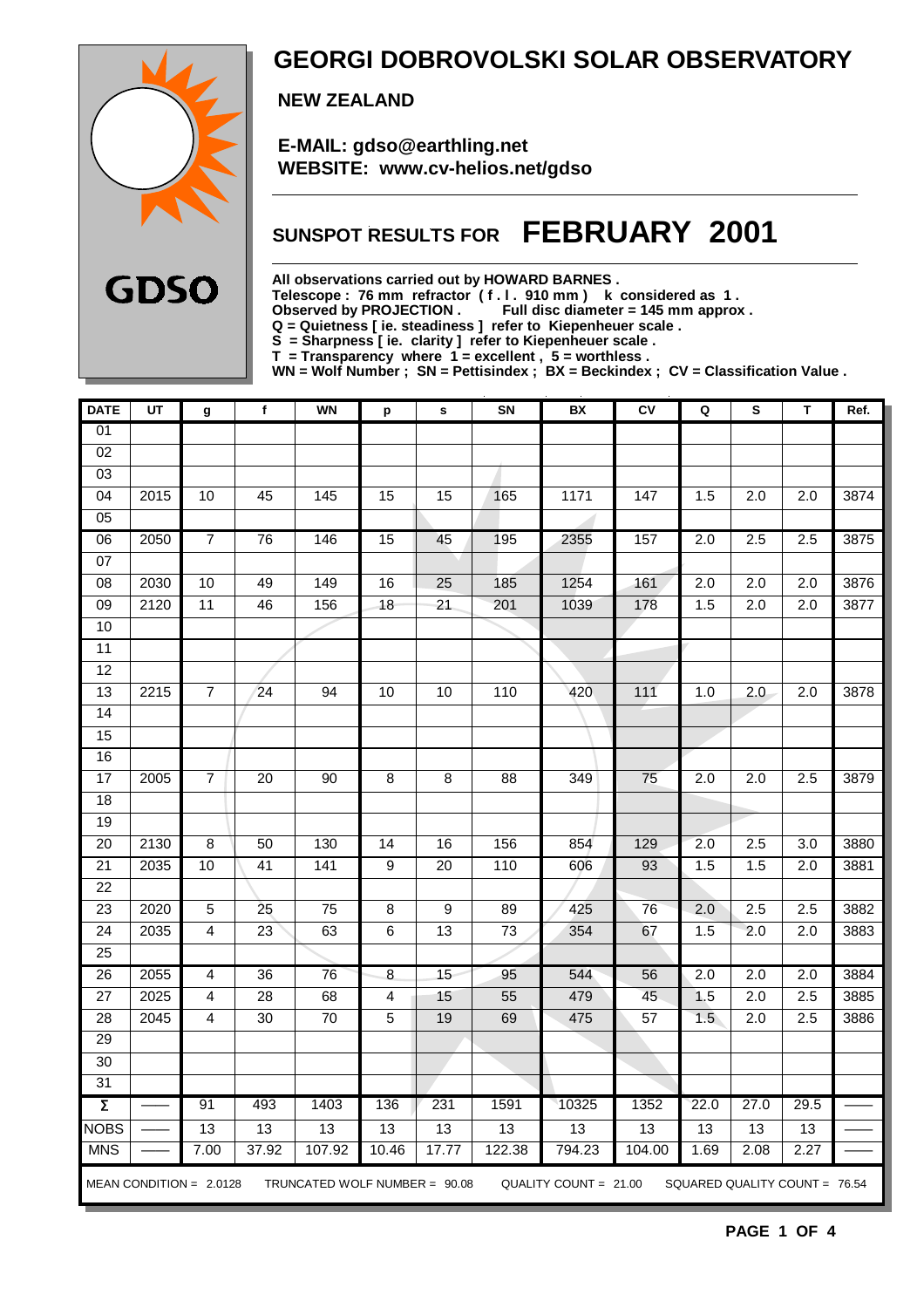GDSO

# GEORGI DOBROVOLSKI SOLAR OBSERVATORY

**NEW ZEALAND**

**E-MAIL: gdso@earthling.net**
**WEBSITE: www.cv-helios.net/gdso**

## SUNSPOT RESULTS FOR FEBRUARY 2001

**All observations carried out by HOWARD BARNES .**
**Telescope : 76 mm refractor ( f . l . 910 mm ) k considered as 1 .**
**Observed by PROJECTION . Full disc diameter = 145 mm approx .**
**Q = Quietness [ ie. steadiness ] refer to Kiepenheuer scale .**
**S = Sharpness [ ie. clarity ] refer to Kiepenheuer scale .**
**T = Transparency where 1 = excellent , 5 = worthless .**
**WN = Wolf Number ; SN = Pettisindex ; BX = Beckindex ; CV = Classification Value .**

| DATE | UT | g | f | WN | p | s | SN | BX | CV | Q | S | T | Ref. |
|---|---|---|---|---|---|---|---|---|---|---|---|---|---|
| 01 | | | | | | | | | | | | | |
| 02 | | | | | | | | | | | | | |
| 03 | | | | | | | | | | | | | |
| 04 | 2015 | 10 | 45 | 145 | 15 | 15 | 165 | 1171 | 147 | 1.5 | 2.0 | 2.0 | 3874 |
| 05 | | | | | | | | | | | | | |
| 06 | 2050 | 7 | 76 | 146 | 15 | 45 | 195 | 2355 | 157 | 2.0 | 2.5 | 2.5 | 3875 |
| 07 | | | | | | | | | | | | | |
| 08 | 2030 | 10 | 49 | 149 | 16 | 25 | 185 | 1254 | 161 | 2.0 | 2.0 | 2.0 | 3876 |
| 09 | 2120 | 11 | 46 | 156 | 18 | 21 | 201 | 1039 | 178 | 1.5 | 2.0 | 2.0 | 3877 |
| 10 | | | | | | | | | | | | | |
| 11 | | | | | | | | | | | | | |
| 12 | | | | | | | | | | | | | |
| 13 | 2215 | 7 | 24 | 94 | 10 | 10 | 110 | 420 | 111 | 1.0 | 2.0 | 2.0 | 3878 |
| 14 | | | | | | | | | | | | | |
| 15 | | | | | | | | | | | | | |
| 16 | | | | | | | | | | | | | |
| 17 | 2005 | 7 | 20 | 90 | 8 | 8 | 88 | 349 | 75 | 2.0 | 2.0 | 2.5 | 3879 |
| 18 | | | | | | | | | | | | | |
| 19 | | | | | | | | | | | | | |
| 20 | 2130 | 8 | 50 | 130 | 14 | 16 | 156 | 854 | 129 | 2.0 | 2.5 | 3.0 | 3880 |
| 21 | 2035 | 10 | 41 | 141 | 9 | 20 | 110 | 606 | 93 | 1.5 | 1.5 | 2.0 | 3881 |
| 22 | | | | | | | | | | | | | |
| 23 | 2020 | 5 | 25 | 75 | 8 | 9 | 89 | 425 | 76 | 2.0 | 2.5 | 2.5 | 3882 |
| 24 | 2035 | 4 | 23 | 63 | 6 | 13 | 73 | 354 | 67 | 1.5 | 2.0 | 2.0 | 3883 |
| 25 | | | | | | | | | | | | | |
| 26 | 2055 | 4 | 36 | 76 | 8 | 15 | 95 | 544 | 56 | 2.0 | 2.0 | 2.0 | 3884 |
| 27 | 2025 | 4 | 28 | 68 | 4 | 15 | 55 | 479 | 45 | 1.5 | 2.0 | 2.5 | 3885 |
| 28 | 2045 | 4 | 30 | 70 | 5 | 19 | 69 | 475 | 57 | 1.5 | 2.0 | 2.5 | 3886 |
| 29 | | | | | | | | | | | | | |
| 30 | | | | | | | | | | | | | |
| 31 | | | | | | | | | | | | | |
| Σ | —— | 91 | 493 | 1403 | 136 | 231 | 1591 | 10325 | 1352 | 22.0 | 27.0 | 29.5 | —— |
| NOBS | —— | 13 | 13 | 13 | 13 | 13 | 13 | 13 | 13 | 13 | 13 | 13 | —— |
| MNS | —— | 7.00 | 37.92 | 107.92 | 10.46 | 17.77 | 122.38 | 794.23 | 104.00 | 1.69 | 2.08 | 2.27 | —— |

MEAN CONDITION = 2.0128 TRUNCATED WOLF NUMBER = 90.08 QUALITY COUNT = 21.00 SQUARED QUALITY COUNT = 76.54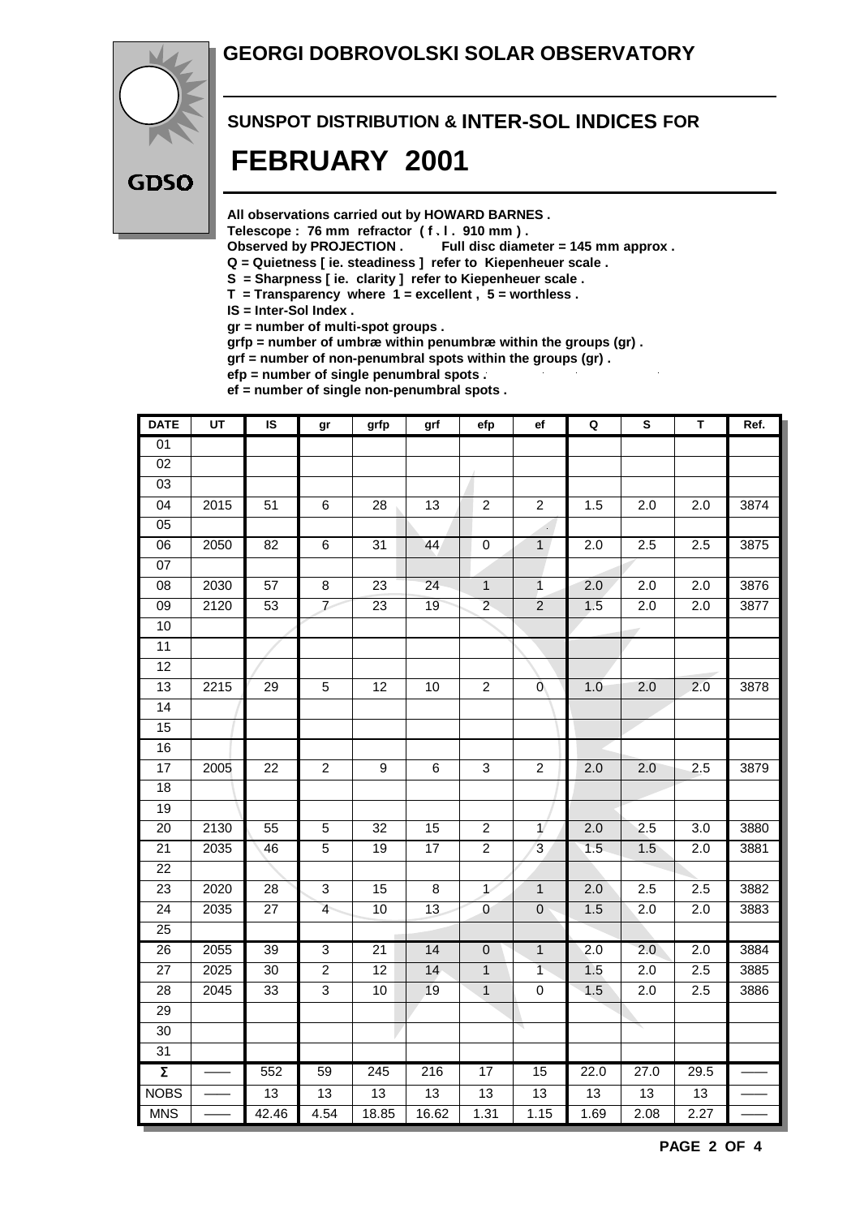# GEORGI DOBROVOLSKI SOLAR OBSERVATORY

GDSO

## SUNSPOT DISTRIBUTION & INTER-SOL INDICES FOR

# FEBRUARY 2001

**All observations carried out by HOWARD BARNES .**
**Telescope : 76 mm refractor ( f . l . 910 mm ) .**
**Observed by PROJECTION .    Full disc diameter = 145 mm approx .**
**Q = Quietness [ ie. steadiness ] refer to Kiepenheuer scale .**
**S = Sharpness [ ie. clarity ] refer to Kiepenheuer scale .**
**T = Transparency where 1 = excellent , 5 = worthless .**
**IS = Inter-Sol Index .**
**gr = number of multi-spot groups .**
**grfp = number of umbræ within penumbræ within the groups (gr) .**
**grf = number of non-penumbral spots within the groups (gr) .**
**efp = number of single penumbral spots .**
**ef = number of single non-penumbral spots .**

| DATE | UT | IS | gr | grfp | grf | efp | ef | Q | S | T | Ref. |
|---|---|---|---|---|---|---|---|---|---|---|---|
| 01 | | | | | | | | | | | |
| 02 | | | | | | | | | | | |
| 03 | | | | | | | | | | | |
| 04 | 2015 | 51 | 6 | 28 | 13 | 2 | 2 | 1.5 | 2.0 | 2.0 | 3874 |
| 05 | | | | | | | | | | | |
| 06 | 2050 | 82 | 6 | 31 | 44 | 0 | 1 | 2.0 | 2.5 | 2.5 | 3875 |
| 07 | | | | | | | | | | | |
| 08 | 2030 | 57 | 8 | 23 | 24 | 1 | 1 | 2.0 | 2.0 | 2.0 | 3876 |
| 09 | 2120 | 53 | 7 | 23 | 19 | 2 | 2 | 1.5 | 2.0 | 2.0 | 3877 |
| 10 | | | | | | | | | | | |
| 11 | | | | | | | | | | | |
| 12 | | | | | | | | | | | |
| 13 | 2215 | 29 | 5 | 12 | 10 | 2 | 0 | 1.0 | 2.0 | 2.0 | 3878 |
| 14 | | | | | | | | | | | |
| 15 | | | | | | | | | | | |
| 16 | | | | | | | | | | | |
| 17 | 2005 | 22 | 2 | 9 | 6 | 3 | 2 | 2.0 | 2.0 | 2.5 | 3879 |
| 18 | | | | | | | | | | | |
| 19 | | | | | | | | | | | |
| 20 | 2130 | 55 | 5 | 32 | 15 | 2 | 1 | 2.0 | 2.5 | 3.0 | 3880 |
| 21 | 2035 | 46 | 5 | 19 | 17 | 2 | 3 | 1.5 | 1.5 | 2.0 | 3881 |
| 22 | | | | | | | | | | | |
| 23 | 2020 | 28 | 3 | 15 | 8 | 1 | 1 | 2.0 | 2.5 | 2.5 | 3882 |
| 24 | 2035 | 27 | 4 | 10 | 13 | 0 | 0 | 1.5 | 2.0 | 2.0 | 3883 |
| 25 | | | | | | | | | | | |
| 26 | 2055 | 39 | 3 | 21 | 14 | 0 | 1 | 2.0 | 2.0 | 2.0 | 3884 |
| 27 | 2025 | 30 | 2 | 12 | 14 | 1 | 1 | 1.5 | 2.0 | 2.5 | 3885 |
| 28 | 2045 | 33 | 3 | 10 | 19 | 1 | 0 | 1.5 | 2.0 | 2.5 | 3886 |
| 29 | | | | | | | | | | | |
| 30 | | | | | | | | | | | |
| 31 | | | | | | | | | | | |
| Σ | —— | 552 | 59 | 245 | 216 | 17 | 15 | 22.0 | 27.0 | 29.5 | —— |
| NOBS | —— | 13 | 13 | 13 | 13 | 13 | 13 | 13 | 13 | 13 | —— |
| MNS | —— | 42.46 | 4.54 | 18.85 | 16.62 | 1.31 | 1.15 | 1.69 | 2.08 | 2.27 | —— |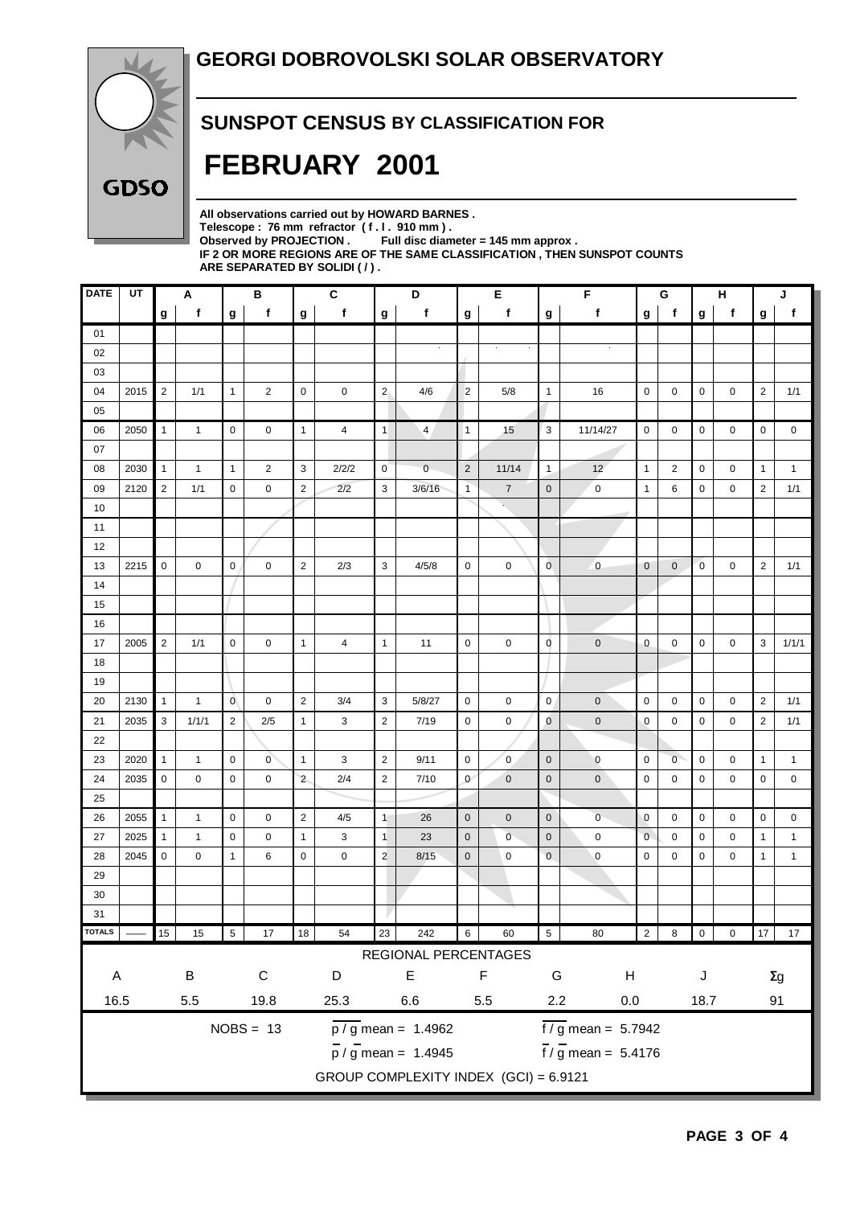# GEORGI DOBROVOLSKI SOLAR OBSERVATORY

GDSO

## SUNSPOT CENSUS BY CLASSIFICATION FOR

# FEBRUARY 2001

**All observations carried out by HOWARD BARNES .**
**Telescope : 76 mm refractor ( f . l . 910 mm ) .**
**Observed by PROJECTION . Full disc diameter = 145 mm approx .**
**IF 2 OR MORE REGIONS ARE OF THE SAME CLASSIFICATION , THEN SUNSPOT COUNTS ARE SEPARATED BY SOLIDI ( / ) .**

| DATE | UT | A | | B | | C | | D | | E | | F | | G | | H | | J | |
|---|---|---|---|---|---|---|---|---|---|---|---|---|---|---|---|---|---|---|---|
| | | g | f | g | f | g | f | g | f | g | f | g | f | g | f | g | f | g | f |
| 01 | | | | | | | | | | | | | | | | | | | |
| 02 | | | | | | | | | | | | | | | | | | | |
| 03 | | | | | | | | | | | | | | | | | | | |
| 04 | 2015 | 2 | 1/1 | 1 | 2 | 0 | 0 | 2 | 4/6 | 2 | 5/8 | 1 | 16 | 0 | 0 | 0 | 0 | 2 | 1/1 |
| 05 | | | | | | | | | | | | | | | | | | | |
| 06 | 2050 | 1 | 1 | 0 | 0 | 1 | 4 | 1 | 4 | 1 | 15 | 3 | 11/14/27 | 0 | 0 | 0 | 0 | 0 | 0 |
| 07 | | | | | | | | | | | | | | | | | | | |
| 08 | 2030 | 1 | 1 | 1 | 2 | 3 | 2/2/2 | 0 | 0 | 2 | 11/14 | 1 | 12 | 1 | 2 | 0 | 0 | 1 | 1 |
| 09 | 2120 | 2 | 1/1 | 0 | 0 | 2 | 2/2 | 3 | 3/6/16 | 1 | 7 | 0 | 0 | 1 | 6 | 0 | 0 | 2 | 1/1 |
| 10 | | | | | | | | | | | | | | | | | | | |
| 11 | | | | | | | | | | | | | | | | | | | |
| 12 | | | | | | | | | | | | | | | | | | | |
| 13 | 2215 | 0 | 0 | 0 | 0 | 2 | 2/3 | 3 | 4/5/8 | 0 | 0 | 0 | 0 | 0 | 0 | 0 | 0 | 2 | 1/1 |
| 14 | | | | | | | | | | | | | | | | | | | |
| 15 | | | | | | | | | | | | | | | | | | | |
| 16 | | | | | | | | | | | | | | | | | | | |
| 17 | 2005 | 2 | 1/1 | 0 | 0 | 1 | 4 | 1 | 11 | 0 | 0 | 0 | 0 | 0 | 0 | 0 | 0 | 3 | 1/1/1 |
| 18 | | | | | | | | | | | | | | | | | | | |
| 19 | | | | | | | | | | | | | | | | | | | |
| 20 | 2130 | 1 | 1 | 0 | 0 | 2 | 3/4 | 3 | 5/8/27 | 0 | 0 | 0 | 0 | 0 | 0 | 0 | 0 | 2 | 1/1 |
| 21 | 2035 | 3 | 1/1/1 | 2 | 2/5 | 1 | 3 | 2 | 7/19 | 0 | 0 | 0 | 0 | 0 | 0 | 0 | 0 | 2 | 1/1 |
| 22 | | | | | | | | | | | | | | | | | | | |
| 23 | 2020 | 1 | 1 | 0 | 0 | 1 | 3 | 2 | 9/11 | 0 | 0 | 0 | 0 | 0 | 0 | 0 | 0 | 1 | 1 |
| 24 | 2035 | 0 | 0 | 0 | 0 | 2 | 2/4 | 2 | 7/10 | 0 | 0 | 0 | 0 | 0 | 0 | 0 | 0 | 0 | 0 |
| 25 | | | | | | | | | | | | | | | | | | | |
| 26 | 2055 | 1 | 1 | 0 | 0 | 2 | 4/5 | 1 | 26 | 0 | 0 | 0 | 0 | 0 | 0 | 0 | 0 | 0 | 0 |
| 27 | 2025 | 1 | 1 | 0 | 0 | 1 | 3 | 1 | 23 | 0 | 0 | 0 | 0 | 0 | 0 | 0 | 0 | 1 | 1 |
| 28 | 2045 | 0 | 0 | 1 | 6 | 0 | 0 | 2 | 8/15 | 0 | 0 | 0 | 0 | 0 | 0 | 0 | 0 | 1 | 1 |
| 29 | | | | | | | | | | | | | | | | | | | |
| 30 | | | | | | | | | | | | | | | | | | | |
| 31 | | | | | | | | | | | | | | | | | | | |
| TOTALS | —— | 15 | 15 | 5 | 17 | 18 | 54 | 23 | 242 | 6 | 60 | 5 | 80 | 2 | 8 | 0 | 0 | 17 | 17 |

REGIONAL PERCENTAGES

| A | B | C | D | E | F | G | H | J | Σg |
|---|---|---|---|---|---|---|---|---|---|
| 16.5 | 5.5 | 19.8 | 25.3 | 6.6 | 5.5 | 2.2 | 0.0 | 18.7 | 91 |

NOBS = 13

$\overline{p} / \overline{g}$ mean = 1.4962 $\overline{f} / \overline{g}$ mean = 5.7942

$\overline{p} / \overline{g}$ mean = 1.4945 $\overline{f} / \overline{g}$ mean = 5.4176

GROUP COMPLEXITY INDEX (GCI) = 6.9121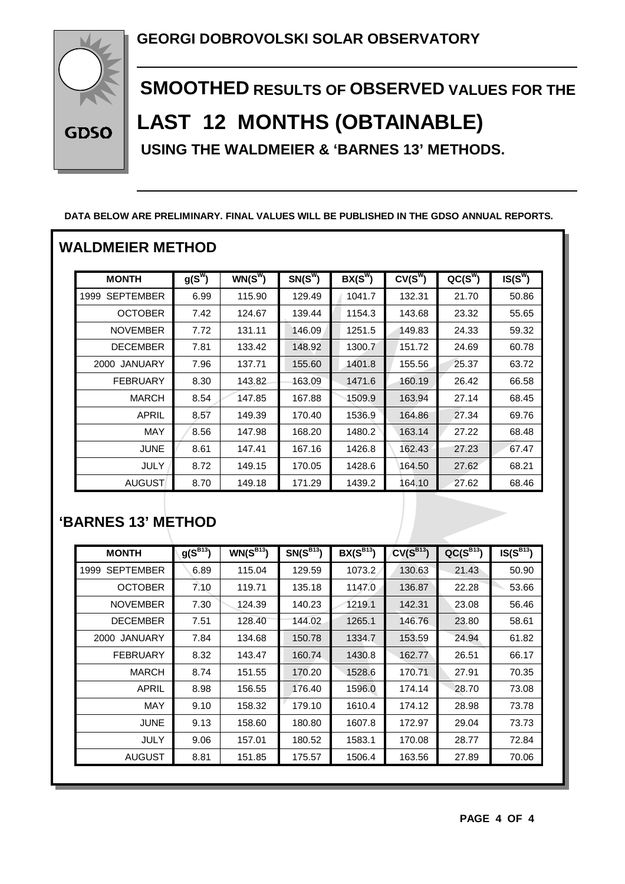**GEORGI DOBROVOLSKI SOLAR OBSERVATORY**

GDSO

# SMOOTHED RESULTS OF OBSERVED VALUES FOR THE LAST 12 MONTHS (OBTAINABLE)

## USING THE WALDMEIER & 'BARNES 13' METHODS.

DATA BELOW ARE PRELIMINARY. FINAL VALUES WILL BE PUBLISHED IN THE GDSO ANNUAL REPORTS.

## WALDMEIER METHOD

| MONTH | $g(S^W)$ | $WN(S^W)$ | $SN(S^W)$ | $BX(S^W)$ | $CV(S^W)$ | $QC(S^W)$ | $IS(S^W)$ |
|---|---|---|---|---|---|---|---|
| 1999 SEPTEMBER | 6.99 | 115.90 | 129.49 | 1041.7 | 132.31 | 21.70 | 50.86 |
| OCTOBER | 7.42 | 124.67 | 139.44 | 1154.3 | 143.68 | 23.32 | 55.65 |
| NOVEMBER | 7.72 | 131.11 | 146.09 | 1251.5 | 149.83 | 24.33 | 59.32 |
| DECEMBER | 7.81 | 133.42 | 148.92 | 1300.7 | 151.72 | 24.69 | 60.78 |
| 2000 JANUARY | 7.96 | 137.71 | 155.60 | 1401.8 | 155.56 | 25.37 | 63.72 |
| FEBRUARY | 8.30 | 143.82 | 163.09 | 1471.6 | 160.19 | 26.42 | 66.58 |
| MARCH | 8.54 | 147.85 | 167.88 | 1509.9 | 163.94 | 27.14 | 68.45 |
| APRIL | 8.57 | 149.39 | 170.40 | 1536.9 | 164.86 | 27.34 | 69.76 |
| MAY | 8.56 | 147.98 | 168.20 | 1480.2 | 163.14 | 27.22 | 68.48 |
| JUNE | 8.61 | 147.41 | 167.16 | 1426.8 | 162.43 | 27.23 | 67.47 |
| JULY | 8.72 | 149.15 | 170.05 | 1428.6 | 164.50 | 27.62 | 68.21 |
| AUGUST | 8.70 | 149.18 | 171.29 | 1439.2 | 164.10 | 27.62 | 68.46 |

## 'BARNES 13' METHOD

| MONTH | $g(S^{B13})$ | $WN(S^{B13})$ | $SN(S^{B13})$ | $BX(S^{B13})$ | $CV(S^{B13})$ | $QC(S^{B13})$ | $IS(S^{B13})$ |
|---|---|---|---|---|---|---|---|
| 1999 SEPTEMBER | 6.89 | 115.04 | 129.59 | 1073.2 | 130.63 | 21.43 | 50.90 |
| OCTOBER | 7.10 | 119.71 | 135.18 | 1147.0 | 136.87 | 22.28 | 53.66 |
| NOVEMBER | 7.30 | 124.39 | 140.23 | 1219.1 | 142.31 | 23.08 | 56.46 |
| DECEMBER | 7.51 | 128.40 | 144.02 | 1265.1 | 146.76 | 23.80 | 58.61 |
| 2000 JANUARY | 7.84 | 134.68 | 150.78 | 1334.7 | 153.59 | 24.94 | 61.82 |
| FEBRUARY | 8.32 | 143.47 | 160.74 | 1430.8 | 162.77 | 26.51 | 66.17 |
| MARCH | 8.74 | 151.55 | 170.20 | 1528.6 | 170.71 | 27.91 | 70.35 |
| APRIL | 8.98 | 156.55 | 176.40 | 1596.0 | 174.14 | 28.70 | 73.08 |
| MAY | 9.10 | 158.32 | 179.10 | 1610.4 | 174.12 | 28.98 | 73.78 |
| JUNE | 9.13 | 158.60 | 180.80 | 1607.8 | 172.97 | 29.04 | 73.73 |
| JULY | 9.06 | 157.01 | 180.52 | 1583.1 | 170.08 | 28.77 | 72.84 |
| AUGUST | 8.81 | 151.85 | 175.57 | 1506.4 | 163.56 | 27.89 | 70.06 |